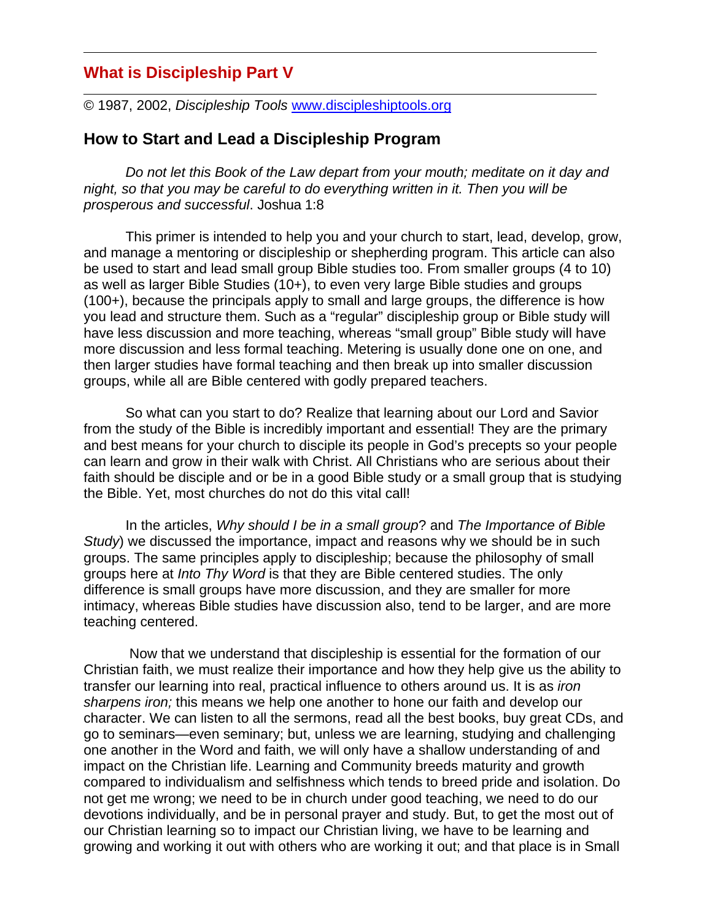## What is Discipleship Part V

© 1987, 2002, *Discipleship Tools* www.discipleshiptools.org

### How to Start and Lead a Discipleship Program

*Do not let this Book of the Law depart from your mouth; meditate on it day and night, so that you may be careful to do everything written in it. Then you will be prosperous and successful*. Joshua 1:8

This primer is intended to help you and your church to start, lead, develop, grow, and manage a mentoring or discipleship or shepherding program. This article can also be used to start and lead small group Bible studies too. From smaller groups (4 to 10) as well as larger Bible Studies (10+), to even very large Bible studies and groups (100+), because the principals apply to small and large groups, the difference is how you lead and structure them. Such as a "regular" discipleship group or Bible study will have less discussion and more teaching, whereas "small group" Bible study will have more discussion and less formal teaching. Metering is usually done one on one, and then larger studies have formal teaching and then break up into smaller discussion groups, while all are Bible centered with godly prepared teachers.

So what can you start to do? Realize that learning about our Lord and Savior from the study of the Bible is incredibly important and essential! They are the primary and best means for your church to disciple its people in God's precepts so your people can learn and grow in their walk with Christ. All Christians who are serious about their faith should be disciple and or be in a good Bible study or a small group that is studying the Bible. Yet, most churches do not do this vital call!

In the articles, *Why should I be in a small group*? and *The Importance of Bible Study*) we discussed the importance, impact and reasons why we should be in such groups. The same principles apply to discipleship; because the philosophy of small groups here at *Into Thy Word* is that they are Bible centered studies. The only difference is small groups have more discussion, and they are smaller for more intimacy, whereas Bible studies have discussion also, tend to be larger, and are more teaching centered.

Now that we understand that discipleship is essential for the formation of our Christian faith, we must realize their importance and how they help give us the ability to transfer our learning into real, practical influence to others around us. It is as *iron sharpens iron;* this means we help one another to hone our faith and develop our character. We can listen to all the sermons, read all the best books, buy great CDs, and go to seminars—even seminary; but, unless we are learning, studying and challenging one another in the Word and faith, we will only have a shallow understanding of and impact on the Christian life. Learning and Community breeds maturity and growth compared to individualism and selfishness which tends to breed pride and isolation. Do not get me wrong; we need to be in church under good teaching, we need to do our devotions individually, and be in personal prayer and study. But, to get the most out of our Christian learning so to impact our Christian living, we have to be learning and growing and working it out with others who are working it out; and that place is in Small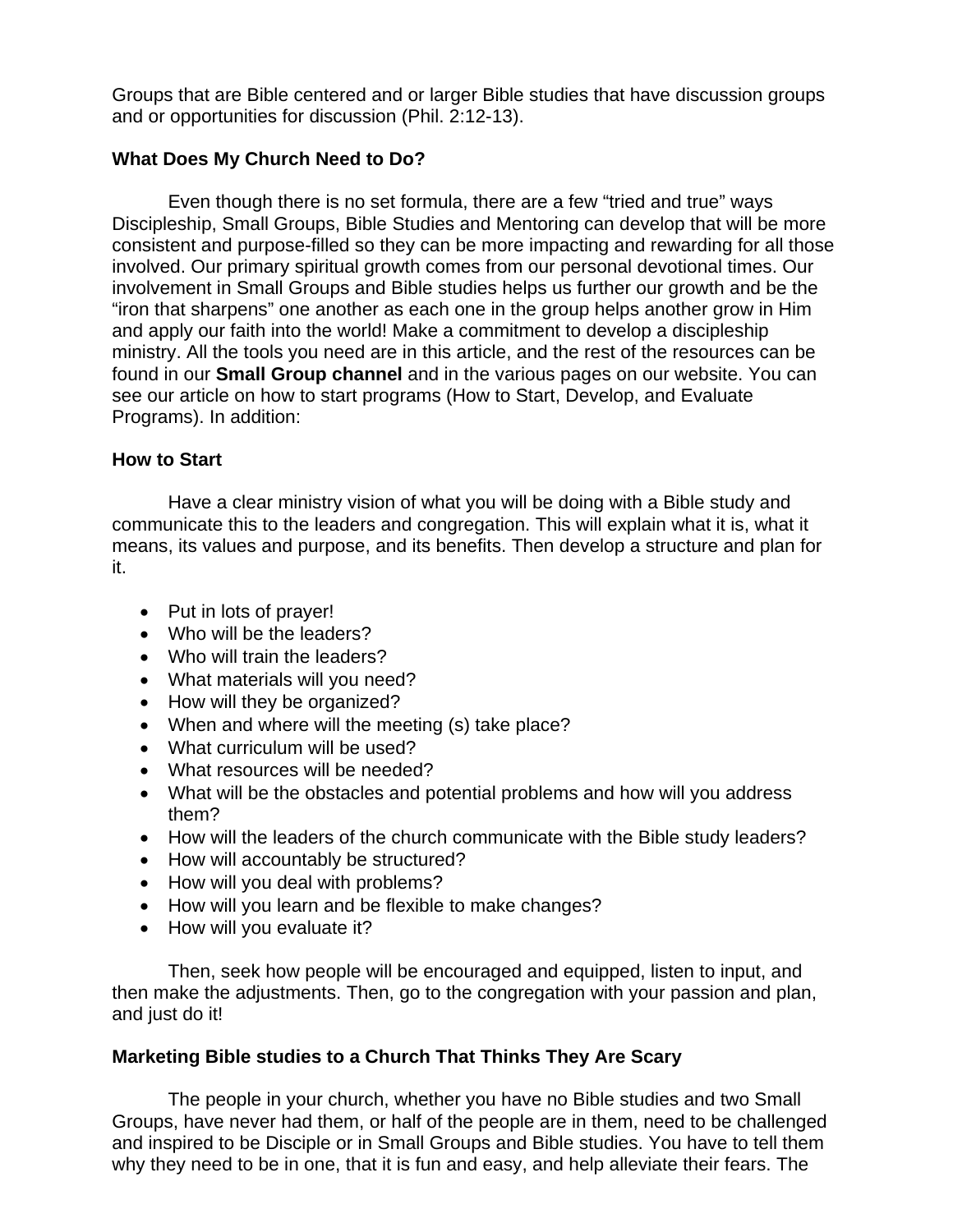Groups that are Bible centered and or larger Bible studies that have discussion groups and or opportunities for discussion (Phil. 2:12-13).

**What Does My Church Need to Do?**

Even though there is no set formula, there are a few "tried and true" ways Discipleship, Small Groups, Bible Studies and Mentoring can develop that will be more consistent and purpose-filled so they can be more impacting and rewarding for all those involved. Our primary spiritual growth comes from our personal devotional times. Our involvement in Small Groups and Bible studies helps us further our growth and be the "iron that sharpens" one another as each one in the group helps another grow in Him and apply our faith into the world! Make a commitment to develop a discipleship ministry. All the tools you need are in this article, and the rest of the resources can be found in our **Small Group channel** and in the various pages on our website. You can see our article on how to start programs (How to Start, Develop, and Evaluate Programs). In addition:

**How to Start**

Have a clear ministry vision of what you will be doing with a Bible study and communicate this to the leaders and congregation. This will explain what it is, what it means, its values and purpose, and its benefits. Then develop a structure and plan for it.

- Put in lots of prayer!
- Who will be the leaders?
- Who will train the leaders?
- What materials will you need?
- How will they be organized?
- When and where will the meeting (s) take place?
- What curriculum will be used?
- What resources will be needed?
- What will be the obstacles and potential problems and how will you address them?
- How will the leaders of the church communicate with the Bible study leaders?
- How will accountably be structured?
- How will you deal with problems?
- How will you learn and be flexible to make changes?
- How will you evaluate it?

Then, seek how people will be encouraged and equipped, listen to input, and then make the adjustments. Then, go to the congregation with your passion and plan, and just do it!

**Marketing Bible studies to a Church That Thinks They Are Scary**

The people in your church, whether you have no Bible studies and two Small Groups, have never had them, or half of the people are in them, need to be challenged and inspired to be Disciple or in Small Groups and Bible studies. You have to tell them why they need to be in one, that it is fun and easy, and help alleviate their fears. The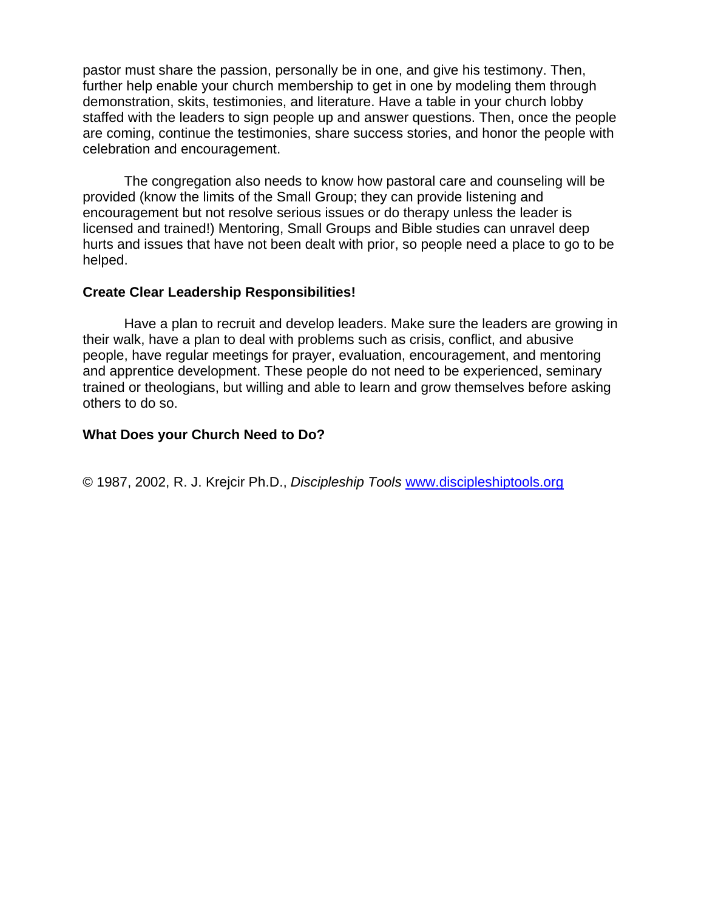pastor must share the passion, personally be in one, and give his testimony. Then, further help enable your church membership to get in one by modeling them through demonstration, skits, testimonies, and literature. Have a table in your church lobby staffed with the leaders to sign people up and answer questions. Then, once the people are coming, continue the testimonies, share success stories, and honor the people with celebration and encouragement.

The congregation also needs to know how pastoral care and counseling will be provided (know the limits of the Small Group; they can provide listening and encouragement but not resolve serious issues or do therapy unless the leader is licensed and trained!) Mentoring, Small Groups and Bible studies can unravel deep hurts and issues that have not been dealt with prior, so people need a place to go to be helped.

**Create Clear Leadership Responsibilities!**

Have a plan to recruit and develop leaders. Make sure the leaders are growing in their walk, have a plan to deal with problems such as crisis, conflict, and abusive people, have regular meetings for prayer, evaluation, encouragement, and mentoring and apprentice development. These people do not need to be experienced, seminary trained or theologians, but willing and able to learn and grow themselves before asking others to do so.

**What Does your Church Need to Do?**

© 1987, 2002, R. J. Krejcir Ph.D., *Discipleship Tools* [www.discipleshiptools.org](http://www.discipleshiptools.org)